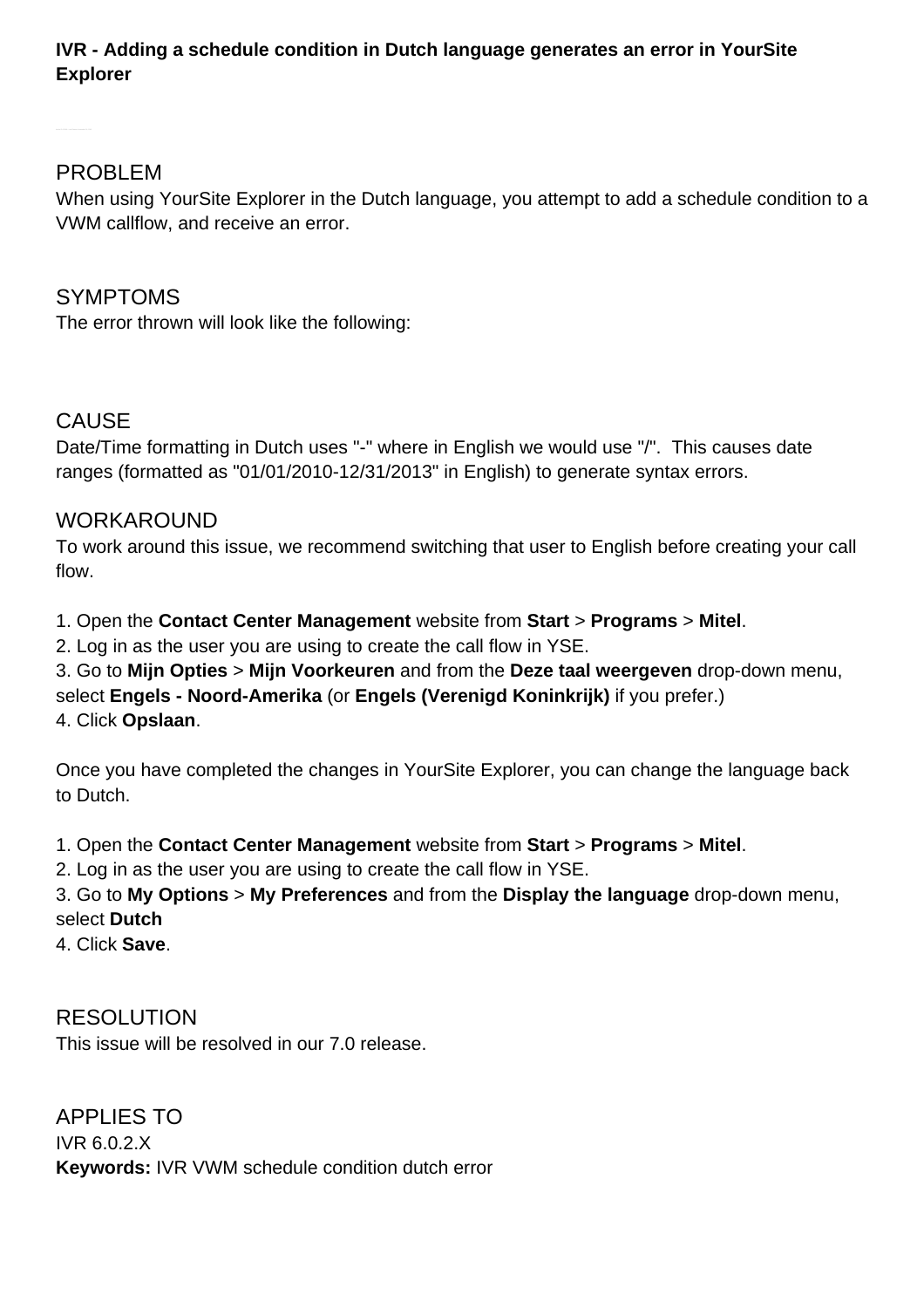**IVR - Adding a schedule condition in Dutch language generates an error in YourSite Explorer**

## PROBLEM

When using YourSite Explorer in the Dutch language, you attempt to add a schedule condition to a VWM callflow, and receive an error.

## SYMPTOMS

The error thrown will look like the following:

## CAUSE

Date/Time formatting in Dutch uses "-" where in English we would use "/". This causes date ranges (formatted as "01/01/2010-12/31/2013" in English) to generate syntax errors.

## WORKAROUND

To work around this issue, we recommend switching that user to English before creating your call flow.

1. Open the **Contact Center Management** website from **Start** > **Programs** > **Mitel**.
2. Log in as the user you are using to create the call flow in YSE.
3. Go to **Mijn Opties** > **Mijn Voorkeuren** and from the **Deze taal weergeven** drop-down menu, select **Engels - Noord-Amerika** (or **Engels (Verenigd Koninkrijk)** if you prefer.)
4. Click **Opslaan**.

Once you have completed the changes in YourSite Explorer, you can change the language back to Dutch.

1. Open the **Contact Center Management** website from **Start** > **Programs** > **Mitel**.
2. Log in as the user you are using to create the call flow in YSE.
3. Go to **My Options** > **My Preferences** and from the **Display the language** drop-down menu, select **Dutch**
4. Click **Save**.

## RESOLUTION

This issue will be resolved in our 7.0 release.

## APPLIES TO

IVR 6.0.2.X

**Keywords:** IVR VWM schedule condition dutch error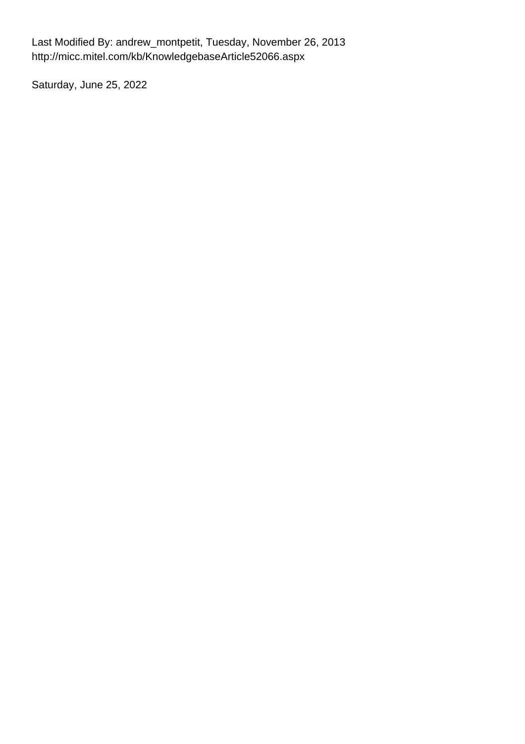Last Modified By: andrew_montpetit, Tuesday, November 26, 2013
http://micc.mitel.com/kb/KnowledgebaseArticle52066.aspx

Saturday, June 25, 2022